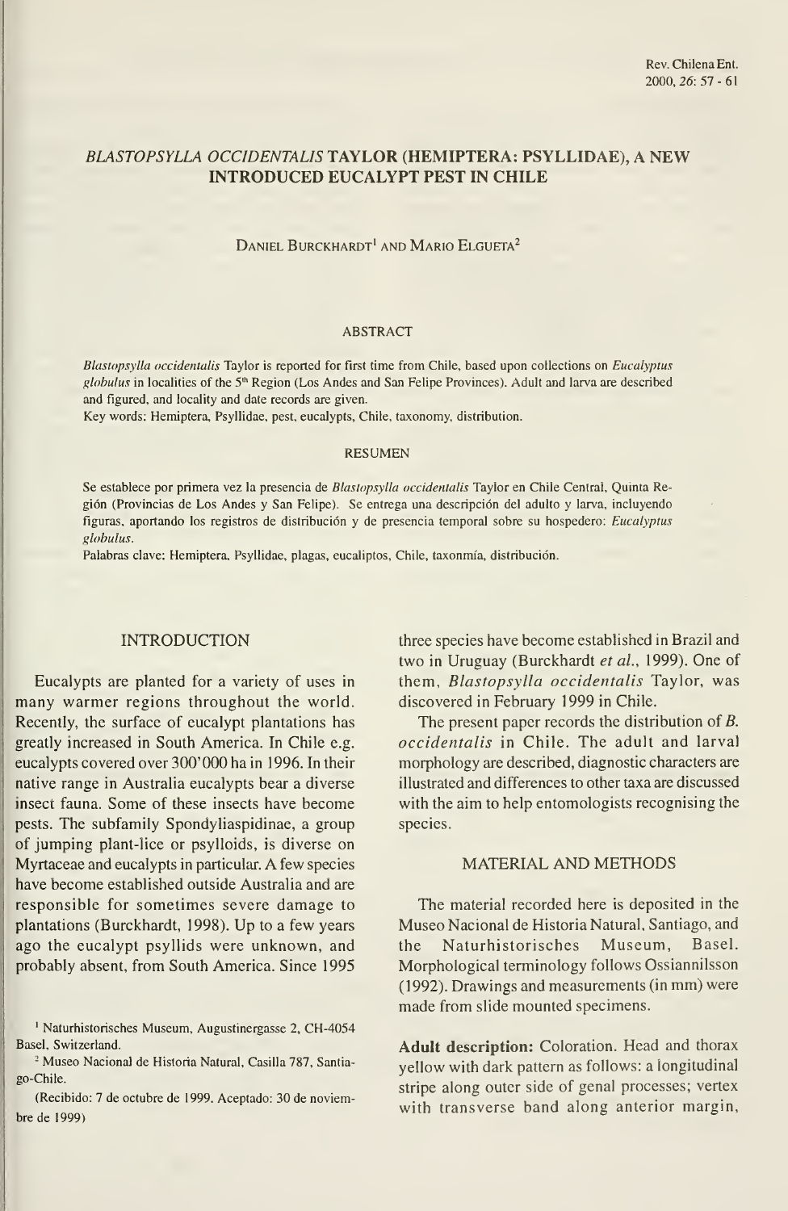# *BLASTOPSYLLA OCCIDENTALIS* TAYLOR (HEMIPTERA: PSYLLIDAE), A NEW INTRODUCED EUCALYPT PEST IN CHILE

DANIEL BURCKHARDT[1] AND MARIO ELGUETA[2]

## ABSTRACT

*Blastopsylla occidentalis* Taylor is reported for first time from Chile, based upon collections on *Eucalyptus globulus* in localities of the 5th Region (Los Andes and San Felipe Provinces). Adult and larva are described and figured, and locality and date records are given.

Key words: Hemiptera, Psyllidae, pest, eucalypts, Chile, taxonomy, distribution.

## RESUMEN

Se establece por primera vez la presencia de *Blastopsylla occidentalis* Taylor en Chile Central, Quinta Región (Provincias de Los Andes y San Felipe). Se entrega una descripción del adulto y larva, incluyendo figuras, aportando los registros de distribución y de presencia temporal sobre su hospedero: *Eucalyptus globulus*.

Palabras clave: Hemiptera, Psyllidae, plagas, eucaliptos, Chile, taxonmía, distribución.

## INTRODUCTION

Eucalypts are planted for a variety of uses in many warmer regions throughout the world. Recently, the surface of eucalypt plantations has greatly increased in South America. In Chile e.g. eucalypts covered over 300'000 ha in 1996. In their native range in Australia eucalypts bear a diverse insect fauna. Some of these insects have become pests. The subfamily Spondyliaspidinae, a group of jumping plant-lice or psylloids, is diverse on Myrtaceae and eucalypts in particular. A few species have become established outside Australia and are responsible for sometimes severe damage to plantations (Burckhardt, 1998). Up to a few years ago the eucalypt psyllids were unknown, and probably absent, from South America. Since 1995 three species have become established in Brazil and two in Uruguay (Burckhardt *et al.*, 1999). One of them, *Blastopsylla occidentalis* Taylor, was discovered in February 1999 in Chile.

The present paper records the distribution of *B. occidentalis* in Chile. The adult and larval morphology are described, diagnostic characters are illustrated and differences to other taxa are discussed with the aim to help entomologists recognising the species.

## MATERIAL AND METHODS

The material recorded here is deposited in the Museo Nacional de Historia Natural, Santiago, and the Naturhistorisches Museum, Basel. Morphological terminology follows Ossiannilsson (1992). Drawings and measurements (in mm) were made from slide mounted specimens.

**Adult description:** Coloration. Head and thorax yellow with dark pattern as follows: a longitudinal stripe along outer side of genal processes; vertex with transverse band along anterior margin,

[1] Naturhistorisches Museum, Augustinergasse 2, CH-4054 Basel, Switzerland.

[2] Museo Nacional de Historia Natural, Casilla 787, Santiago-Chile.

(Recibido: 7 de octubre de 1999. Aceptado: 30 de noviembre de 1999)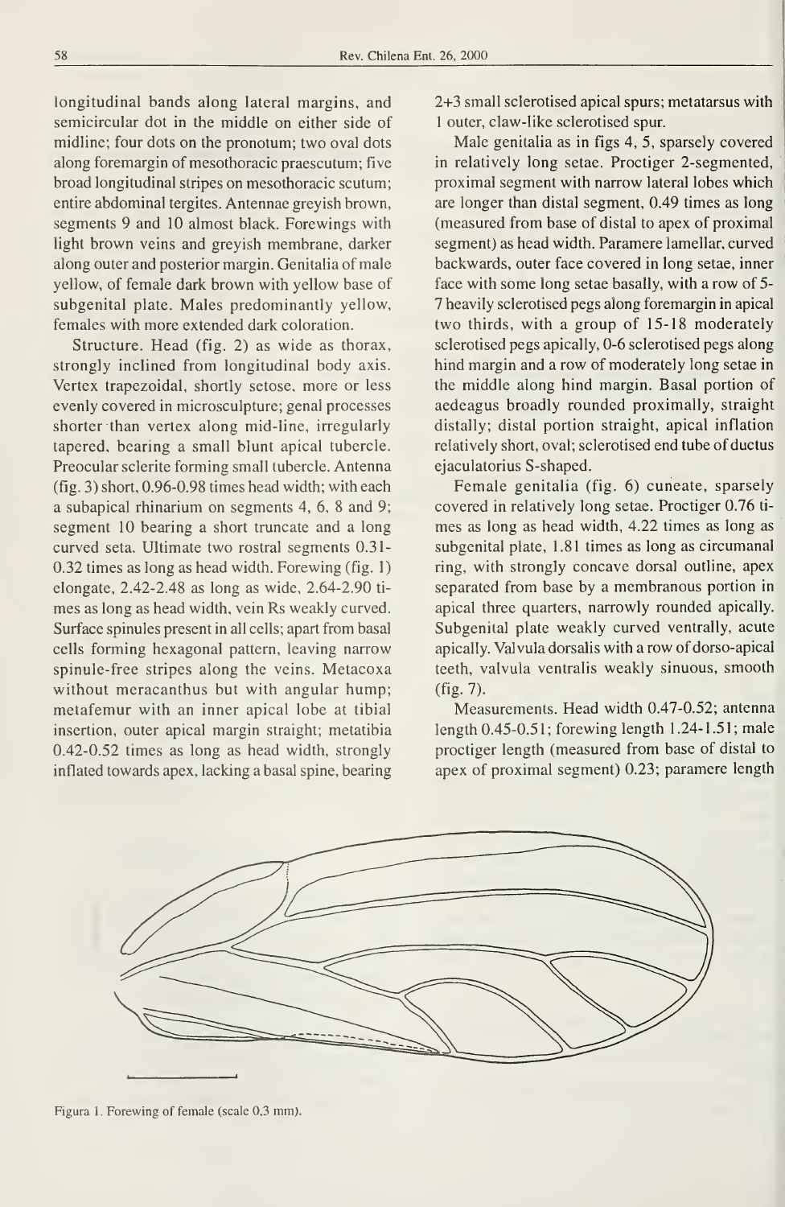longitudinal bands along lateral margins, and semicircular dot in the middle on either side of midline; four dots on the pronotum; two oval dots along foremargin of mesothoracic praescutum; five broad longitudinal stripes on mesothoracic scutum; entire abdominal tergites. Antennae greyish brown, segments 9 and 10 almost black. Forewings with light brown veins and greyish membrane, darker along outer and posterior margin. Genitalia of male yellow, of female dark brown with yellow base of subgenital plate. Males predominantly yellow, females with more extended dark coloration.

Structure. Head (fig. 2) as wide as thorax, strongly inclined from longitudinal body axis. Vertex trapezoidal, shortly setose, more or less evenly covered in microsculpture; genal processes shorter than vertex along mid-line, irregularly tapered, bearing a small blunt apical tubercle. Preocular sclerite forming small tubercle. Antenna (fig. 3) short, 0.96-0.98 times head width; with each a subapical rhinarium on segments 4, 6, 8 and 9; segment 10 bearing a short truncate and a long curved seta. Ultimate two rostral segments 0.31-0.32 times as long as head width. Forewing (fig. 1) elongate, 2.42-2.48 as long as wide, 2.64-2.90 times as long as head width, vein Rs weakly curved. Surface spinules present in all cells; apart from basal cells forming hexagonal pattern, leaving narrow spinule-free stripes along the veins. Metacoxa without meracanthus but with angular hump; metafemur with an inner apical lobe at tibial insertion, outer apical margin straight; metatibia 0.42-0.52 times as long as head width, strongly inflated towards apex, lacking a basal spine, bearing 2+3 small sclerotised apical spurs; metatarsus with 1 outer, claw-like sclerotised spur.

Male genitalia as in figs 4, 5, sparsely covered in relatively long setae. Proctiger 2-segmented, proximal segment with narrow lateral lobes which are longer than distal segment, 0.49 times as long (measured from base of distal to apex of proximal segment) as head width. Paramere lamellar, curved backwards, outer face covered in long setae, inner face with some long setae basally, with a row of 5-7 heavily sclerotised pegs along foremargin in apical two thirds, with a group of 15-18 moderately sclerotised pegs apically, 0-6 sclerotised pegs along hind margin and a row of moderately long setae in the middle along hind margin. Basal portion of aedeagus broadly rounded proximally, straight distally; distal portion straight, apical inflation relatively short, oval; sclerotised end tube of ductus ejaculatorius S-shaped.

Female genitalia (fig. 6) cuneate, sparsely covered in relatively long setae. Proctiger 0.76 times as long as head width, 4.22 times as long as subgenital plate, 1.81 times as long as circumanal ring, with strongly concave dorsal outline, apex separated from base by a membranous portion in apical three quarters, narrowly rounded apically. Subgenital plate weakly curved ventrally, acute apically. Valvula dorsalis with a row of dorso-apical teeth, valvula ventralis weakly sinuous, smooth (fig. 7).

Measurements. Head width 0.47-0.52; antenna length 0.45-0.51; forewing length 1.24-1.51; male proctiger length (measured from base of distal to apex of proximal segment) 0.23; paramere length

Figura 1. Forewing of female (scale 0,3 mm).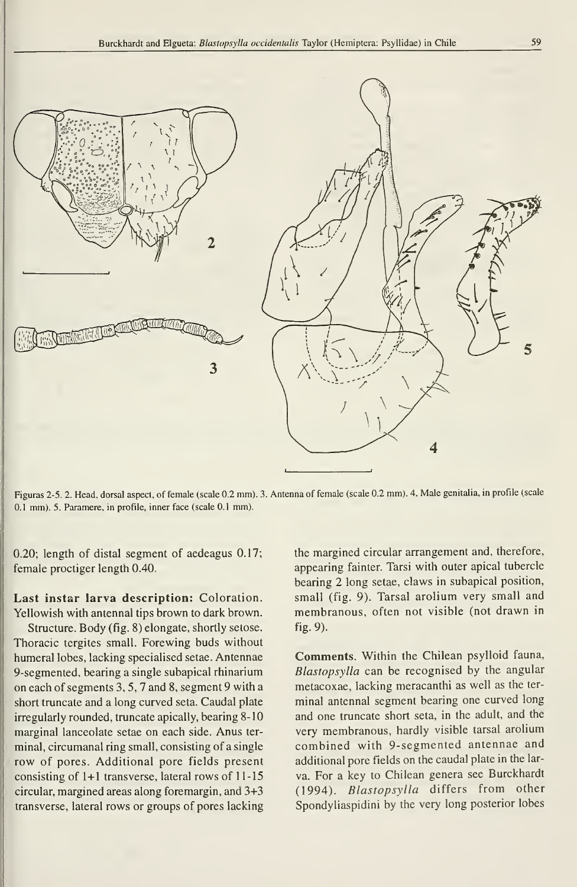Figuras 2-5. 2. Head, dorsal aspect, of female (scale 0.2 mm). 3. Antenna of female (scale 0.2 mm). 4. Male genitalia, in profile (scale 0.1 mm). 5. Paramere, in profile, inner face (scale 0.1 mm).

0.20; length of distal segment of aedeagus 0.17; female proctiger length 0.40.

**Last instar larva description:** Coloration. Yellowish with antennal tips brown to dark brown.

Structure. Body (fig. 8) elongate, shortly setose. Thoracic tergites small. Forewing buds without humeral lobes, lacking specialised setae. Antennae 9-segmented, bearing a single subapical rhinarium on each of segments 3, 5, 7 and 8, segment 9 with a short truncate and a long curved seta. Caudal plate irregularly rounded, truncate apically, bearing 8-10 marginal lanceolate setae on each side. Anus terminal, circumanal ring small, consisting of a single row of pores. Additional pore fields present consisting of 1+1 transverse, lateral rows of 11-15 circular, margined areas along foremargin, and 3+3 transverse, lateral rows or groups of pores lacking the margined circular arrangement and, therefore, appearing fainter. Tarsi with outer apical tubercle bearing 2 long setae, claws in subapical position, small (fig. 9). Tarsal arolium very small and membranous, often not visible (not drawn in fig. 9).

**Comments.** Within the Chilean psylloid fauna, *Blastopsylla* can be recognised by the angular metacoxae, lacking meracanthi as well as the terminal antennal segment bearing one curved long and one truncate short seta, in the adult, and the very membranous, hardly visible tarsal arolium combined with 9-segmented antennae and additional pore fields on the caudal plate in the larva. For a key to Chilean genera see Burckhardt (1994). *Blastopsylla* differs from other Spondyliaspidini by the very long posterior lobes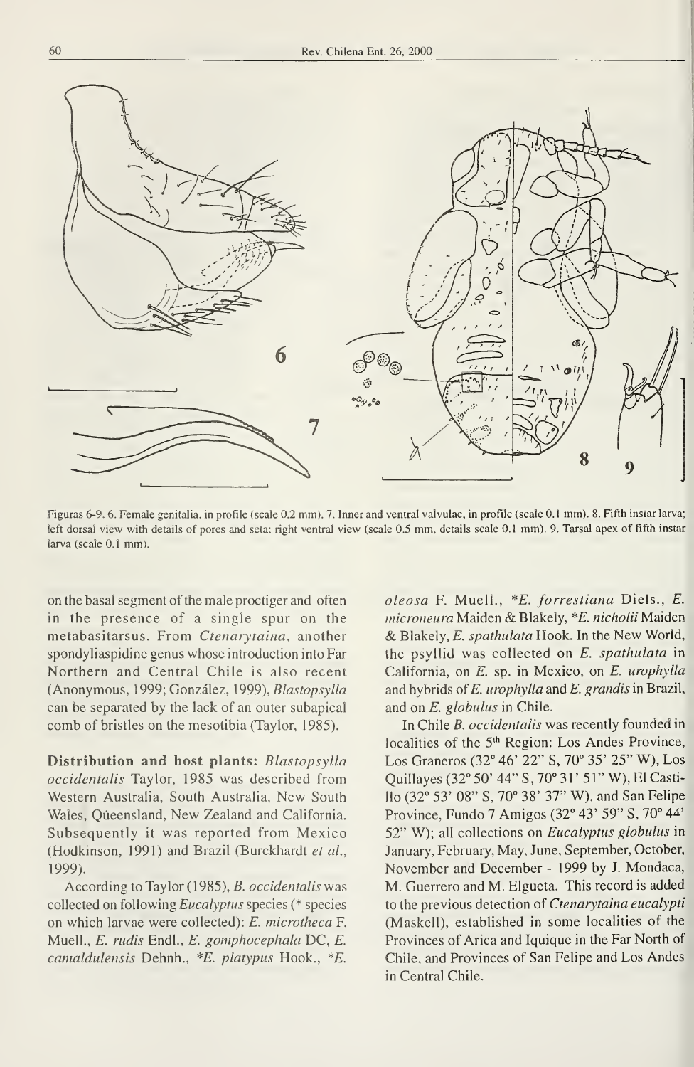Figuras 6-9. 6. Female genitalia, in profile (scale 0.2 mm). 7. Inner and ventral valvulae, in profile (scale 0.1 mm). 8. Fifth instar larva; left dorsal view with details of pores and seta; right ventral view (scale 0.5 mm, details scale 0.1 mm). 9. Tarsal apex of fifth instar larva (scale 0.1 mm).

on the basal segment of the male proctiger and often in the presence of a single spur on the metabasitarsus. From *Ctenarytaina*, another spondyliaspidine genus whose introduction into Far Northern and Central Chile is also recent (Anonymous, 1999; González, 1999), *Blastopsylla* can be separated by the lack of an outer subapical comb of bristles on the mesotibia (Taylor, 1985).

**Distribution and host plants:** *Blastopsylla occidentalis* Taylor, 1985 was described from Western Australia, South Australia, New South Wales, Queensland, New Zealand and California. Subsequently it was reported from Mexico (Hodkinson, 1991) and Brazil (Burckhardt *et al.*, 1999).

According to Taylor (1985), *B. occidentalis* was collected on following *Eucalyptus* species (* species on which larvae were collected): *E. microtheca* F. Muell., *E. rudis* Endl., *E. gomphocephala* DC, *E. camaldulensis* Dehnh., **E. platypus* Hook., **E. oleosa* F. Muell., **E. forrestiana* Diels., *E. microneura* Maiden & Blakely, **E. nicholii* Maiden & Blakely, *E. spathulata* Hook. In the New World, the psyllid was collected on *E. spathulata* in California, on *E.* sp. in Mexico, on *E. urophylla* and hybrids of *E. urophylla* and *E. grandis* in Brazil, and on *E. globulus* in Chile.

In Chile *B. occidentalis* was recently founded in localities of the 5[th] Region: Los Andes Province, Los Graneros (32° 46' 22" S, 70° 35' 25" W), Los Quillayes (32° 50' 44" S, 70° 31' 51" W), El Castillo (32° 53' 08" S, 70° 38' 37" W), and San Felipe Province, Fundo 7 Amigos (32° 43' 59" S, 70° 44' 52" W); all collections on *Eucalyptus globulus* in January, February, May, June, September, October, November and December - 1999 by J. Mondaca, M. Guerrero and M. Elgueta. This record is added to the previous detection of *Ctenarytaina eucalypti* (Maskell), established in some localities of the Provinces of Arica and Iquique in the Far North of Chile, and Provinces of San Felipe and Los Andes in Central Chile.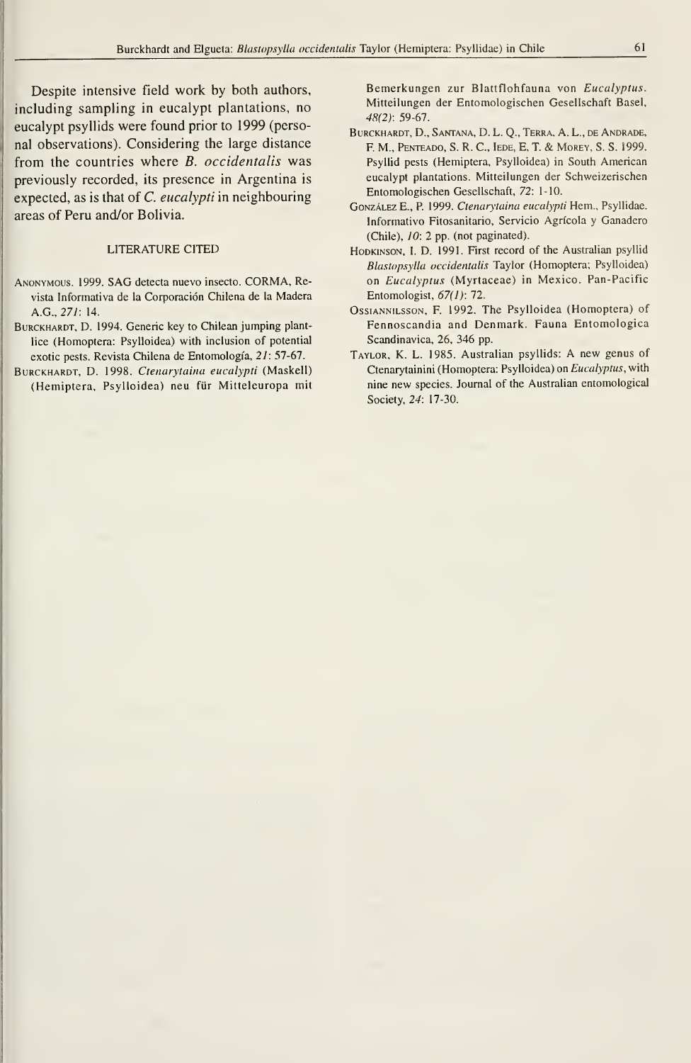Despite intensive field work by both authors, including sampling in eucalypt plantations, no eucalypt psyllids were found prior to 1999 (personal observations). Considering the large distance from the countries where *B. occidentalis* was previously recorded, its presence in Argentina is expected, as is that of *C. eucalypti* in neighbouring areas of Peru and/or Bolivia.

## LITERATURE CITED

Anonymous. 1999. SAG detecta nuevo insecto. CORMA, Revista Informativa de la Corporación Chilena de la Madera A.G., *271*: 14.

Burckhardt, D. 1994. Generic key to Chilean jumping plant-lice (Homoptera: Psylloidea) with inclusion of potential exotic pests. Revista Chilena de Entomología, *21*: 57-67.

Burckhardt, D. 1998. *Ctenarytaina eucalypti* (Maskell) (Hemiptera, Psylloidea) neu für Mitteleuropa mit Bemerkungen zur Blattflohfauna von *Eucalyptus*. Mitteilungen der Entomologischen Gesellschaft Basel, *48(2)*: 59-67.

Burckhardt, D., Santana, D. L. Q., Terra, A. L., de Andrade, F. M., Penteado, S. R. C., Iede, E. T. & Morey, S. S. 1999. Psyllid pests (Hemiptera, Psylloidea) in South American eucalypt plantations. Mitteilungen der Schweizerischen Entomologischen Gesellschaft, *72*: 1-10.

González E., P. 1999. *Ctenarytaina eucalypti* Hem., Psyllidae. Informativo Fitosanitario, Servicio Agrícola y Ganadero (Chile), *10*: 2 pp. (not paginated).

Hodkinson, I. D. 1991. First record of the Australian psyllid *Blastopsylla occidentalis* Taylor (Homoptera; Psylloidea) on *Eucalyptus* (Myrtaceae) in Mexico. Pan-Pacific Entomologist, *67(1)*: 72.

Ossiannilsson, F. 1992. The Psylloidea (Homoptera) of Fennoscandia and Denmark. Fauna Entomologica Scandinavica, 26, 346 pp.

Taylor, K. L. 1985. Australian psyllids: A new genus of Ctenarytainini (Homoptera: Psylloidea) on *Eucalyptus*, with nine new species. Journal of the Australian entomological Society, *24*: 17-30.